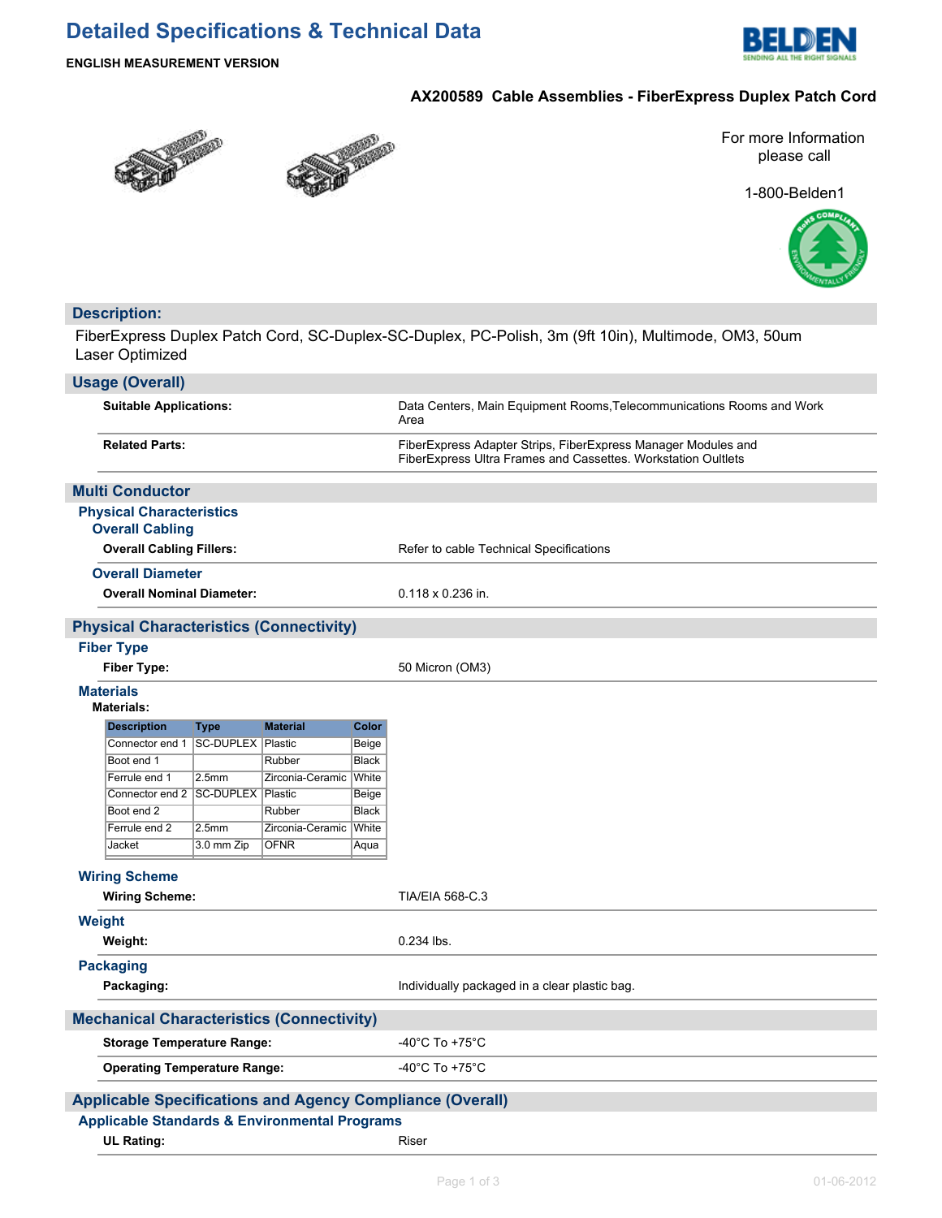# Detailed Specifications & Technical Data

**ENGLISH MEASUREMENT VERSION**

## AX200589 Cable Assemblies - FiberExpress Duplex Patch Cord

For more Information please call

1-800-Belden1

## Description:

FiberExpress Duplex Patch Cord, SC-Duplex-SC-Duplex, PC-Polish, 3m (9ft 10in), Multimode, OM3, 50um Laser Optimized

## Usage (Overall)

**Suitable Applications:** Data Centers, Main Equipment Rooms,Telecommunications Rooms and Work Area

**Related Parts:** FiberExpress Adapter Strips, FiberExpress Manager Modules and FiberExpress Ultra Frames and Cassettes. Workstation Oultlets

## Multi Conductor

### Physical Characteristics

#### Overall Cabling

**Overall Cabling Fillers:** Refer to cable Technical Specifications

#### Overall Diameter

**Overall Nominal Diameter:** 0.118 x 0.236 in.

## Physical Characteristics (Connectivity)

### Fiber Type

**Fiber Type:** 50 Micron (OM3)

### Materials

**Materials:**

| Description | Type | Material | Color |
|---|---|---|---|
| Connector end 1 | SC-DUPLEX | Plastic | Beige |
| Boot end 1 | | Rubber | Black |
| Ferrule end 1 | 2.5mm | Zirconia-Ceramic | White |
| Connector end 2 | SC-DUPLEX | Plastic | Beige |
| Boot end 2 | | Rubber | Black |
| Ferrule end 2 | 2.5mm | Zirconia-Ceramic | White |
| Jacket | 3.0 mm Zip | OFNR | Aqua |

### Wiring Scheme

**Wiring Scheme:** TIA/EIA 568-C.3

### Weight

**Weight:** 0.234 lbs.

### Packaging

**Packaging:** Individually packaged in a clear plastic bag.

## Mechanical Characteristics (Connectivity)

**Storage Temperature Range:** -40°C To +75°C

**Operating Temperature Range:** -40°C To +75°C

## Applicable Specifications and Agency Compliance (Overall)

### Applicable Standards & Environmental Programs

**UL Rating:** Riser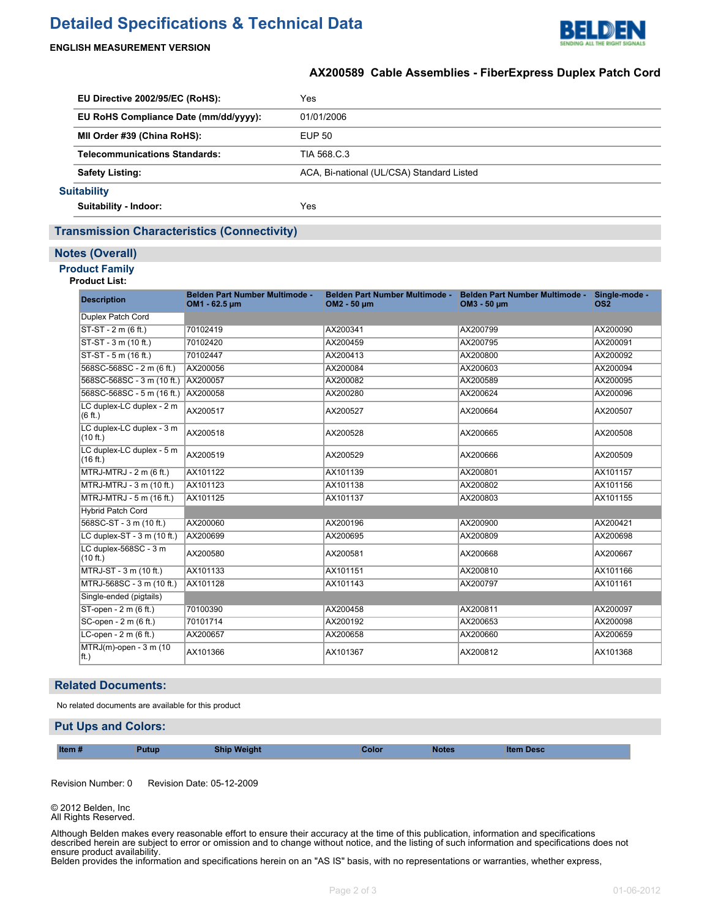# Detailed Specifications & Technical Data

**ENGLISH MEASUREMENT VERSION**

### AX200589 Cable Assemblies - FiberExpress Duplex Patch Cord

| | |
|---|---|
| **EU Directive 2002/95/EC (RoHS):** | Yes |
| **EU RoHS Compliance Date (mm/dd/yyyy):** | 01/01/2006 |
| **MII Order #39 (China RoHS):** | EUP 50 |
| **Telecommunications Standards:** | TIA 568.C.3 |
| **Safety Listing:** | ACA, Bi-national (UL/CSA) Standard Listed |

### Suitability

| | |
|---|---|
| **Suitability - Indoor:** | Yes |

## Transmission Characteristics (Connectivity)

## Notes (Overall)

### Product Family

**Product List:**

| Description | Belden Part Number Multimode - OM1 - 62.5 µm | Belden Part Number Multimode - OM2 - 50 µm | Belden Part Number Multimode - OM3 - 50 µm | Single-mode - OS2 |
|---|---|---|---|---|
| Duplex Patch Cord | | | | |
| ST-ST - 2 m (6 ft.) | 70102419 | AX200341 | AX200799 | AX200090 |
| ST-ST - 3 m (10 ft.) | 70102420 | AX200459 | AX200795 | AX200091 |
| ST-ST - 5 m (16 ft.) | 70102447 | AX200413 | AX200800 | AX200092 |
| 568SC-568SC - 2 m (6 ft.) | AX200056 | AX200084 | AX200603 | AX200094 |
| 568SC-568SC - 3 m (10 ft.) | AX200057 | AX200082 | AX200589 | AX200095 |
| 568SC-568SC - 5 m (16 ft.) | AX200058 | AX200280 | AX200624 | AX200096 |
| LC duplex-LC duplex - 2 m (6 ft.) | AX200517 | AX200527 | AX200664 | AX200507 |
| LC duplex-LC duplex - 3 m (10 ft.) | AX200518 | AX200528 | AX200665 | AX200508 |
| LC duplex-LC duplex - 5 m (16 ft.) | AX200519 | AX200529 | AX200666 | AX200509 |
| MTRJ-MTRJ - 2 m (6 ft.) | AX101122 | AX101139 | AX200801 | AX101157 |
| MTRJ-MTRJ - 3 m (10 ft.) | AX101123 | AX101138 | AX200802 | AX101156 |
| MTRJ-MTRJ - 5 m (16 ft.) | AX101125 | AX101137 | AX200803 | AX101155 |
| Hybrid Patch Cord | | | | |
| 568SC-ST - 3 m (10 ft.) | AX200060 | AX200196 | AX200900 | AX200421 |
| LC duplex-ST - 3 m (10 ft.) | AX200699 | AX200695 | AX200809 | AX200698 |
| LC duplex-568SC - 3 m (10 ft.) | AX200580 | AX200581 | AX200668 | AX200667 |
| MTRJ-ST - 3 m (10 ft.) | AX101133 | AX101151 | AX200810 | AX101166 |
| MTRJ-568SC - 3 m (10 ft.) | AX101128 | AX101143 | AX200797 | AX101161 |
| Single-ended (pigtails) | | | | |
| ST-open - 2 m (6 ft.) | 70100390 | AX200458 | AX200811 | AX200097 |
| SC-open - 2 m (6 ft.) | 70101714 | AX200192 | AX200653 | AX200098 |
| LC-open - 2 m (6 ft.) | AX200657 | AX200658 | AX200660 | AX200659 |
| MTRJ(m)-open - 3 m (10 ft.) | AX101366 | AX101367 | AX200812 | AX101368 |

## Related Documents:

No related documents are available for this product

## Put Ups and Colors:

| Item # | Putup | Ship Weight | Color | Notes | Item Desc |
|---|---|---|---|---|---|

Revision Number: 0 Revision Date: 05-12-2009

© 2012 Belden, Inc
All Rights Reserved.

Although Belden makes every reasonable effort to ensure their accuracy at the time of this publication, information and specifications described herein are subject to error or omission and to change without notice, and the listing of such information and specifications does not ensure product availability.
Belden provides the information and specifications herein on an "AS IS" basis, with no representations or warranties, whether express,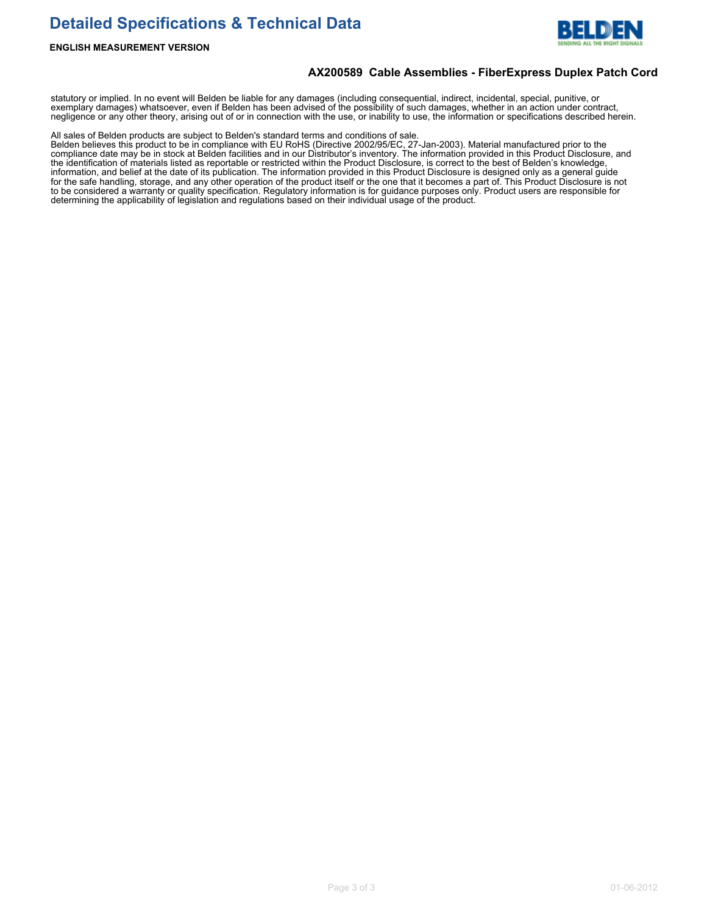statutory or implied. In no event will Belden be liable for any damages (including consequential, indirect, incidental, special, punitive, or exemplary damages) whatsoever, even if Belden has been advised of the possibility of such damages, whether in an action under contract, negligence or any other theory, arising out of or in connection with the use, or inability to use, the information or specifications described herein.

All sales of Belden products are subject to Belden's standard terms and conditions of sale.
Belden believes this product to be in compliance with EU RoHS (Directive 2002/95/EC, 27-Jan-2003). Material manufactured prior to the compliance date may be in stock at Belden facilities and in our Distributor's inventory. The information provided in this Product Disclosure, and the identification of materials listed as reportable or restricted within the Product Disclosure, is correct to the best of Belden's knowledge, information, and belief at the date of its publication. The information provided in this Product Disclosure is designed only as a general guide for the safe handling, storage, and any other operation of the product itself or the one that it becomes a part of. This Product Disclosure is not to be considered a warranty or quality specification. Regulatory information is for guidance purposes only. Product users are responsible for determining the applicability of legislation and regulations based on their individual usage of the product.